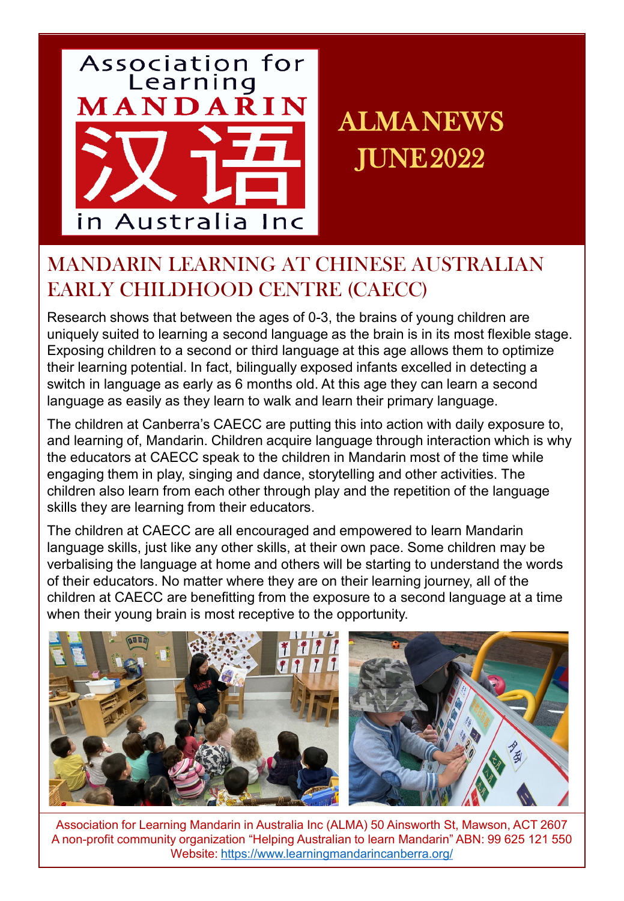Association for Learning MANDARIN 汉语 in Australia Inc

# ALMA NEWS JUNE 2022

## MANDARIN LEARNING AT CHINESE AUSTRALIAN EARLY CHILDHOOD CENTRE (CAECC)

Research shows that between the ages of 0-3, the brains of young children are uniquely suited to learning a second language as the brain is in its most flexible stage. Exposing children to a second or third language at this age allows them to optimize their learning potential. In fact, bilingually exposed infants excelled in detecting a switch in language as early as 6 months old. At this age they can learn a second language as easily as they learn to walk and learn their primary language.

The children at Canberra's CAECC are putting this into action with daily exposure to, and learning of, Mandarin. Children acquire language through interaction which is why the educators at CAECC speak to the children in Mandarin most of the time while engaging them in play, singing and dance, storytelling and other activities. The children also learn from each other through play and the repetition of the language skills they are learning from their educators.

The children at CAECC are all encouraged and empowered to learn Mandarin language skills, just like any other skills, at their own pace. Some children may be verbalising the language at home and others will be starting to understand the words of their educators. No matter where they are on their learning journey, all of the children at CAECC are benefitting from the exposure to a second language at a time when their young brain is most receptive to the opportunity.

Association for Learning Mandarin in Australia Inc (ALMA) 50 Ainsworth St, Mawson, ACT 2607
A non-profit community organization "Helping Australian to learn Mandarin" ABN: 99 625 121 550
Website: [https://www.learningmandarincanberra.org/](https://www.learningmandarincanberra.org/)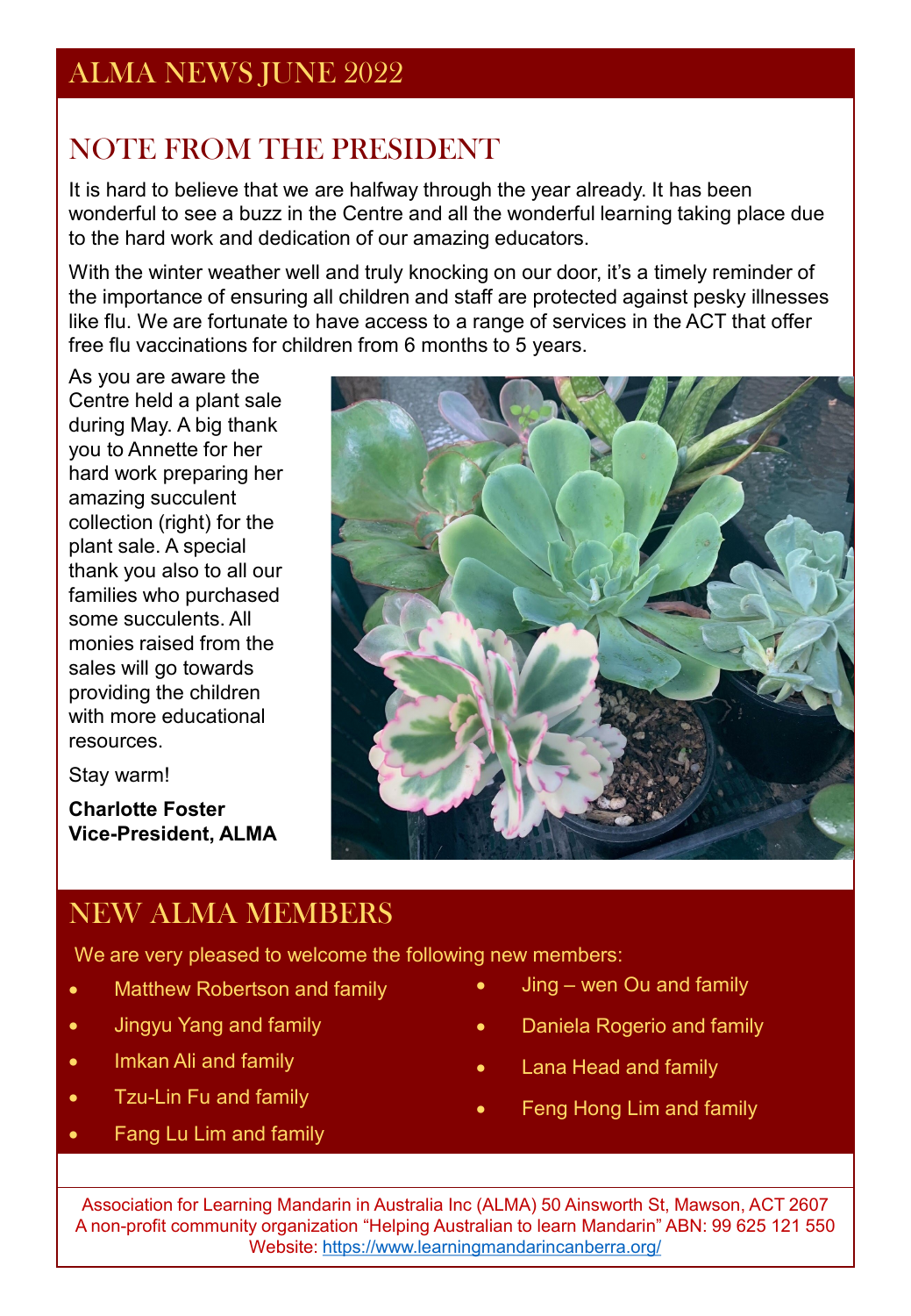# ALMA NEWS JUNE 2022

## NOTE FROM THE PRESIDENT

It is hard to believe that we are halfway through the year already. It has been wonderful to see a buzz in the Centre and all the wonderful learning taking place due to the hard work and dedication of our amazing educators.

With the winter weather well and truly knocking on our door, it's a timely reminder of the importance of ensuring all children and staff are protected against pesky illnesses like flu. We are fortunate to have access to a range of services in the ACT that offer free flu vaccinations for children from 6 months to 5 years.

As you are aware the Centre held a plant sale during May. A big thank you to Annette for her hard work preparing her amazing succulent collection (right) for the plant sale. A special thank you also to all our families who purchased some succulents. All monies raised from the sales will go towards providing the children with more educational resources.

Stay warm!

**Charlotte Foster**
**Vice-President, ALMA**

## NEW ALMA MEMBERS

We are very pleased to welcome the following new members:

- Matthew Robertson and family
- Jingyu Yang and family
- Imkan Ali and family
- Tzu-Lin Fu and family
- Fang Lu Lim and family
- Jing – wen Ou and family
- Daniela Rogerio and family
- Lana Head and family
- Feng Hong Lim and family

Association for Learning Mandarin in Australia Inc (ALMA) 50 Ainsworth St, Mawson, ACT 2607
A non-profit community organization "Helping Australian to learn Mandarin" ABN: 99 625 121 550
Website: https://www.learningmandarincanberra.org/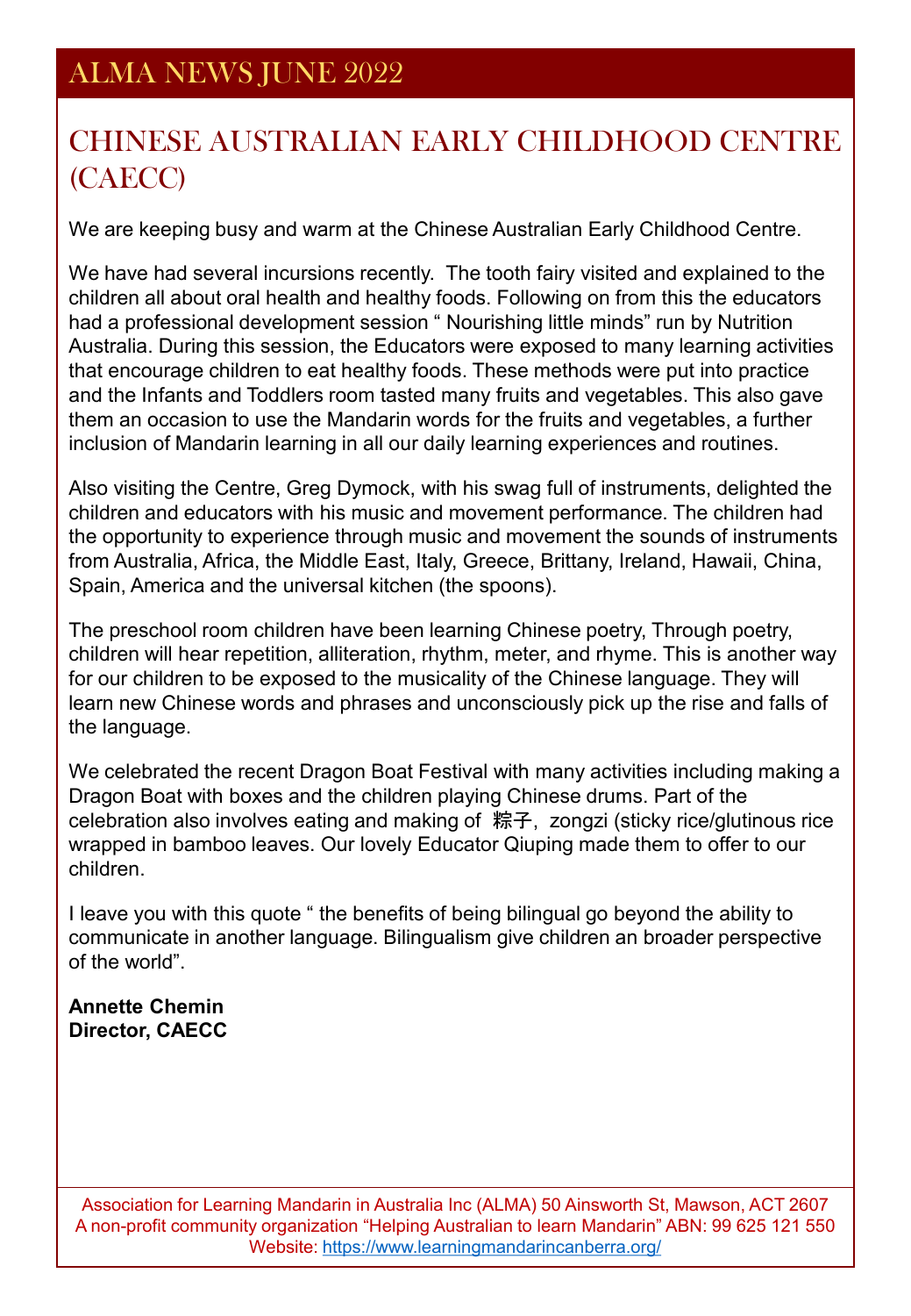# ALMA NEWS JUNE 2022

## CHINESE AUSTRALIAN EARLY CHILDHOOD CENTRE (CAECC)

We are keeping busy and warm at the Chinese Australian Early Childhood Centre.

We have had several incursions recently. The tooth fairy visited and explained to the children all about oral health and healthy foods. Following on from this the educators had a professional development session " Nourishing little minds" run by Nutrition Australia. During this session, the Educators were exposed to many learning activities that encourage children to eat healthy foods. These methods were put into practice and the Infants and Toddlers room tasted many fruits and vegetables. This also gave them an occasion to use the Mandarin words for the fruits and vegetables, a further inclusion of Mandarin learning in all our daily learning experiences and routines.

Also visiting the Centre, Greg Dymock, with his swag full of instruments, delighted the children and educators with his music and movement performance. The children had the opportunity to experience through music and movement the sounds of instruments from Australia, Africa, the Middle East, Italy, Greece, Brittany, Ireland, Hawaii, China, Spain, America and the universal kitchen (the spoons).

The preschool room children have been learning Chinese poetry, Through poetry, children will hear repetition, alliteration, rhythm, meter, and rhyme. This is another way for our children to be exposed to the musicality of the Chinese language. They will learn new Chinese words and phrases and unconsciously pick up the rise and falls of the language.

We celebrated the recent Dragon Boat Festival with many activities including making a Dragon Boat with boxes and the children playing Chinese drums. Part of the celebration also involves eating and making of 粽子, zongzi (sticky rice/glutinous rice wrapped in bamboo leaves. Our lovely Educator Qiuping made them to offer to our children.

I leave you with this quote " the benefits of being bilingual go beyond the ability to communicate in another language. Bilingualism give children an broader perspective of the world".

**Annette Chemin**
**Director, CAECC**

Association for Learning Mandarin in Australia Inc (ALMA) 50 Ainsworth St, Mawson, ACT 2607
A non-profit community organization "Helping Australian to learn Mandarin" ABN: 99 625 121 550
Website: https://www.learningmandarincanberra.org/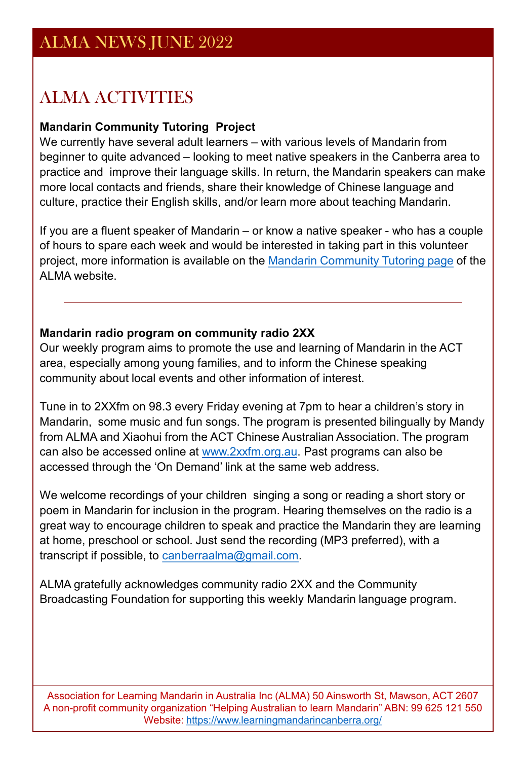# ALMA NEWS JUNE 2022

## ALMA ACTIVITIES

**Mandarin Community Tutoring Project**

We currently have several adult learners – with various levels of Mandarin from beginner to quite advanced – looking to meet native speakers in the Canberra area to practice and improve their language skills. In return, the Mandarin speakers can make more local contacts and friends, share their knowledge of Chinese language and culture, practice their English skills, and/or learn more about teaching Mandarin.

If you are a fluent speaker of Mandarin – or know a native speaker - who has a couple of hours to spare each week and would be interested in taking part in this volunteer project, more information is available on the Mandarin Community Tutoring page of the ALMA website.

---

**Mandarin radio program on community radio 2XX**

Our weekly program aims to promote the use and learning of Mandarin in the ACT area, especially among young families, and to inform the Chinese speaking community about local events and other information of interest.

Tune in to 2XXfm on 98.3 every Friday evening at 7pm to hear a children's story in Mandarin, some music and fun songs. The program is presented bilingually by Mandy from ALMA and Xiaohui from the ACT Chinese Australian Association. The program can also be accessed online at www.2xxfm.org.au. Past programs can also be accessed through the 'On Demand' link at the same web address.

We welcome recordings of your children singing a song or reading a short story or poem in Mandarin for inclusion in the program. Hearing themselves on the radio is a great way to encourage children to speak and practice the Mandarin they are learning at home, preschool or school. Just send the recording (MP3 preferred), with a transcript if possible, to canberraalma@gmail.com.

ALMA gratefully acknowledges community radio 2XX and the Community Broadcasting Foundation for supporting this weekly Mandarin language program.

Association for Learning Mandarin in Australia Inc (ALMA) 50 Ainsworth St, Mawson, ACT 2607
A non-profit community organization "Helping Australian to learn Mandarin" ABN: 99 625 121 550
Website: https://www.learningmandarincanberra.org/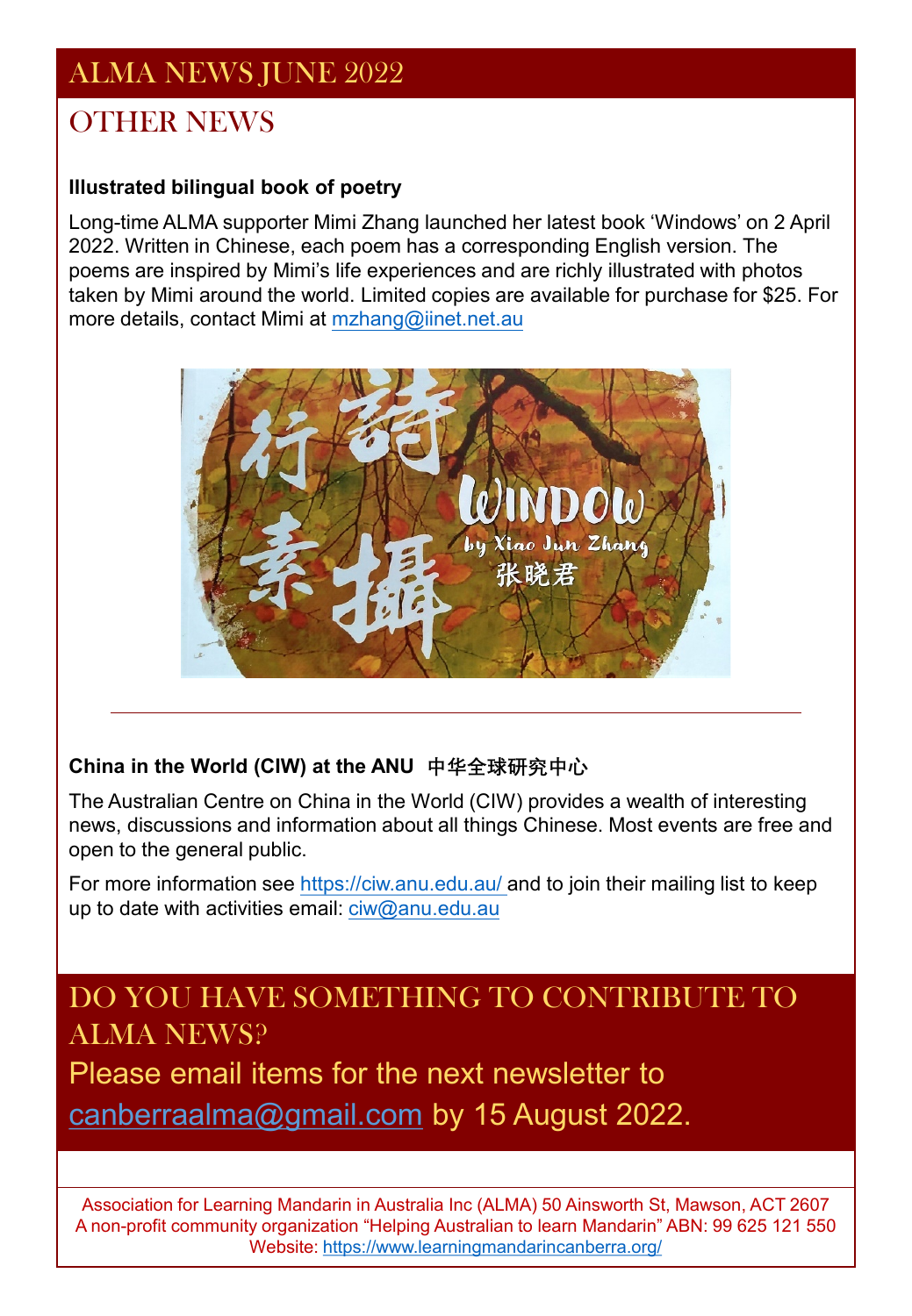# ALMA NEWS JUNE 2022

## OTHER NEWS

**Illustrated bilingual book of poetry**

Long-time ALMA supporter Mimi Zhang launched her latest book 'Windows' on 2 April 2022. Written in Chinese, each poem has a corresponding English version. The poems are inspired by Mimi's life experiences and are richly illustrated with photos taken by Mimi around the world. Limited copies are available for purchase for $25. For more details, contact Mimi at mzhang@iinet.net.au

---

**China in the World (CIW) at the ANU 中华全球研究中心**

The Australian Centre on China in the World (CIW) provides a wealth of interesting news, discussions and information about all things Chinese. Most events are free and open to the general public.

For more information see https://ciw.anu.edu.au/ and to join their mailing list to keep up to date with activities email: ciw@anu.edu.au

## DO YOU HAVE SOMETHING TO CONTRIBUTE TO ALMA NEWS?

Please email items for the next newsletter to canberraalma@gmail.com by 15 August 2022.

Association for Learning Mandarin in Australia Inc (ALMA) 50 Ainsworth St, Mawson, ACT 2607
A non-profit community organization "Helping Australian to learn Mandarin" ABN: 99 625 121 550
Website: https://www.learningmandarincanberra.org/